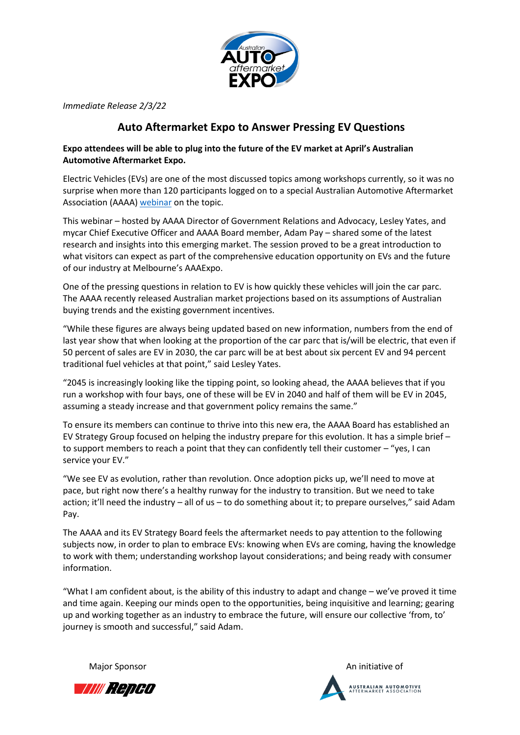*Immediate Release 2/3/22*

# Auto Aftermarket Expo to Answer Pressing EV Questions

**Expo attendees will be able to plug into the future of the EV market at April's Australian Automotive Aftermarket Expo.**

Electric Vehicles (EVs) are one of the most discussed topics among workshops currently, so it was no surprise when more than 120 participants logged on to a special Australian Automotive Aftermarket Association (AAAA) webinar on the topic.

This webinar – hosted by AAAA Director of Government Relations and Advocacy, Lesley Yates, and mycar Chief Executive Officer and AAAA Board member, Adam Pay – shared some of the latest research and insights into this emerging market. The session proved to be a great introduction to what visitors can expect as part of the comprehensive education opportunity on EVs and the future of our industry at Melbourne's AAAExpo.

One of the pressing questions in relation to EV is how quickly these vehicles will join the car parc. The AAAA recently released Australian market projections based on its assumptions of Australian buying trends and the existing government incentives.

"While these figures are always being updated based on new information, numbers from the end of last year show that when looking at the proportion of the car parc that is/will be electric, that even if 50 percent of sales are EV in 2030, the car parc will be at best about six percent EV and 94 percent traditional fuel vehicles at that point," said Lesley Yates.

"2045 is increasingly looking like the tipping point, so looking ahead, the AAAA believes that if you run a workshop with four bays, one of these will be EV in 2040 and half of them will be EV in 2045, assuming a steady increase and that government policy remains the same."

To ensure its members can continue to thrive into this new era, the AAAA Board has established an EV Strategy Group focused on helping the industry prepare for this evolution. It has a simple brief – to support members to reach a point that they can confidently tell their customer – "yes, I can service your EV."

"We see EV as evolution, rather than revolution. Once adoption picks up, we'll need to move at pace, but right now there's a healthy runway for the industry to transition. But we need to take action; it'll need the industry – all of us – to do something about it; to prepare ourselves," said Adam Pay.

The AAAA and its EV Strategy Board feels the aftermarket needs to pay attention to the following subjects now, in order to plan to embrace EVs: knowing when EVs are coming, having the knowledge to work with them; understanding workshop layout considerations; and being ready with consumer information.

"What I am confident about, is the ability of this industry to adapt and change – we've proved it time and time again. Keeping our minds open to the opportunities, being inquisitive and learning; gearing up and working together as an industry to embrace the future, will ensure our collective 'from, to' journey is smooth and successful," said Adam.

Major Sponsor

An initiative of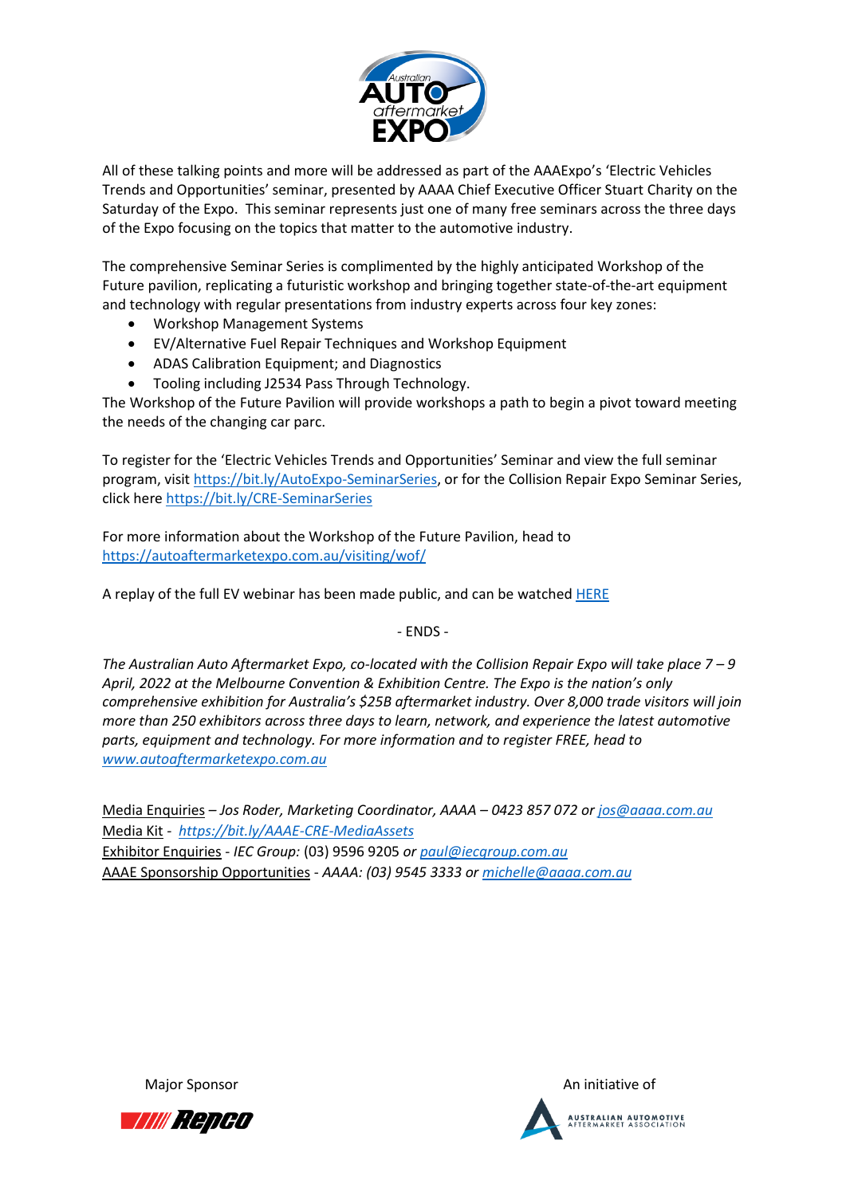All of these talking points and more will be addressed as part of the AAAExpo's 'Electric Vehicles Trends and Opportunities' seminar, presented by AAAA Chief Executive Officer Stuart Charity on the Saturday of the Expo. This seminar represents just one of many free seminars across the three days of the Expo focusing on the topics that matter to the automotive industry.

The comprehensive Seminar Series is complimented by the highly anticipated Workshop of the Future pavilion, replicating a futuristic workshop and bringing together state-of-the-art equipment and technology with regular presentations from industry experts across four key zones:

- Workshop Management Systems
- EV/Alternative Fuel Repair Techniques and Workshop Equipment
- ADAS Calibration Equipment; and Diagnostics
- Tooling including J2534 Pass Through Technology.

The Workshop of the Future Pavilion will provide workshops a path to begin a pivot toward meeting the needs of the changing car parc.

To register for the 'Electric Vehicles Trends and Opportunities' Seminar and view the full seminar program, visit https://bit.ly/AutoExpo-SeminarSeries, or for the Collision Repair Expo Seminar Series, click here https://bit.ly/CRE-SeminarSeries

For more information about the Workshop of the Future Pavilion, head to https://autoaftermarketexpo.com.au/visiting/wof/

A replay of the full EV webinar has been made public, and can be watched HERE

\- ENDS -

*The Australian Auto Aftermarket Expo, co-located with the Collision Repair Expo will take place 7 – 9 April, 2022 at the Melbourne Convention & Exhibition Centre. The Expo is the nation's only comprehensive exhibition for Australia's $25B aftermarket industry. Over 8,000 trade visitors will join more than 250 exhibitors across three days to learn, network, and experience the latest automotive parts, equipment and technology. For more information and to register FREE, head to www.autoaftermarketexpo.com.au*

Media Enquiries – *Jos Roder, Marketing Coordinator, AAAA – 0423 857 072 or jos@aaaa.com.au*
Media Kit - *https://bit.ly/AAAE-CRE-MediaAssets*
Exhibitor Enquiries - *IEC Group:* (03) 9596 9205 *or paul@iecgroup.com.au*
AAAE Sponsorship Opportunities - *AAAA: (03) 9545 3333 or michelle@aaaa.com.au*

Major Sponsor

An initiative of